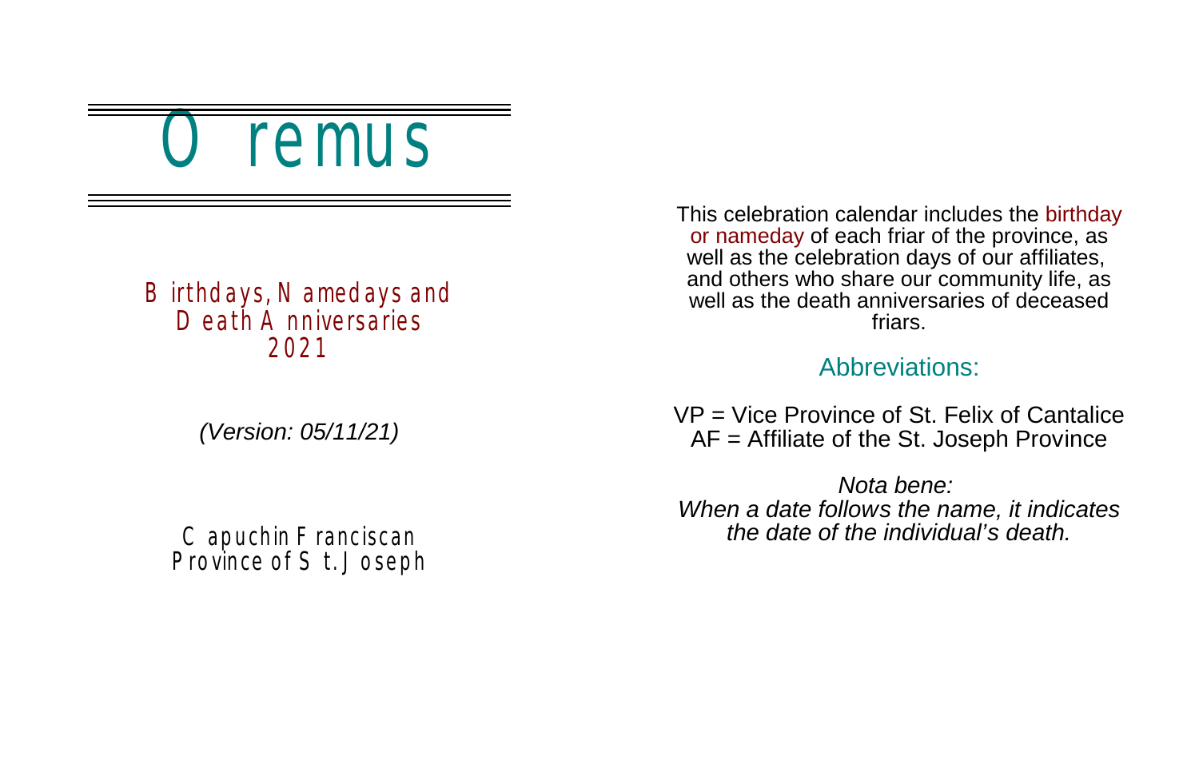# Oremus

## Birthdays, Namedays and Death Anniversaries 2021

*(Version: 05/11/21)*

Capuchin Franciscan Province of St. Joseph

This celebration calendar includes the birthday or nameday of each friar of the province, as well as the celebration days of our affiliates, and others who share our community life, as well as the death anniversaries of deceased friars.

### Abbreviations:

VP = Vice Province of St. Felix of Cantalice
AF = Affiliate of the St. Joseph Province

*Nota bene:*
*When a date follows the name, it indicates the date of the individual's death.*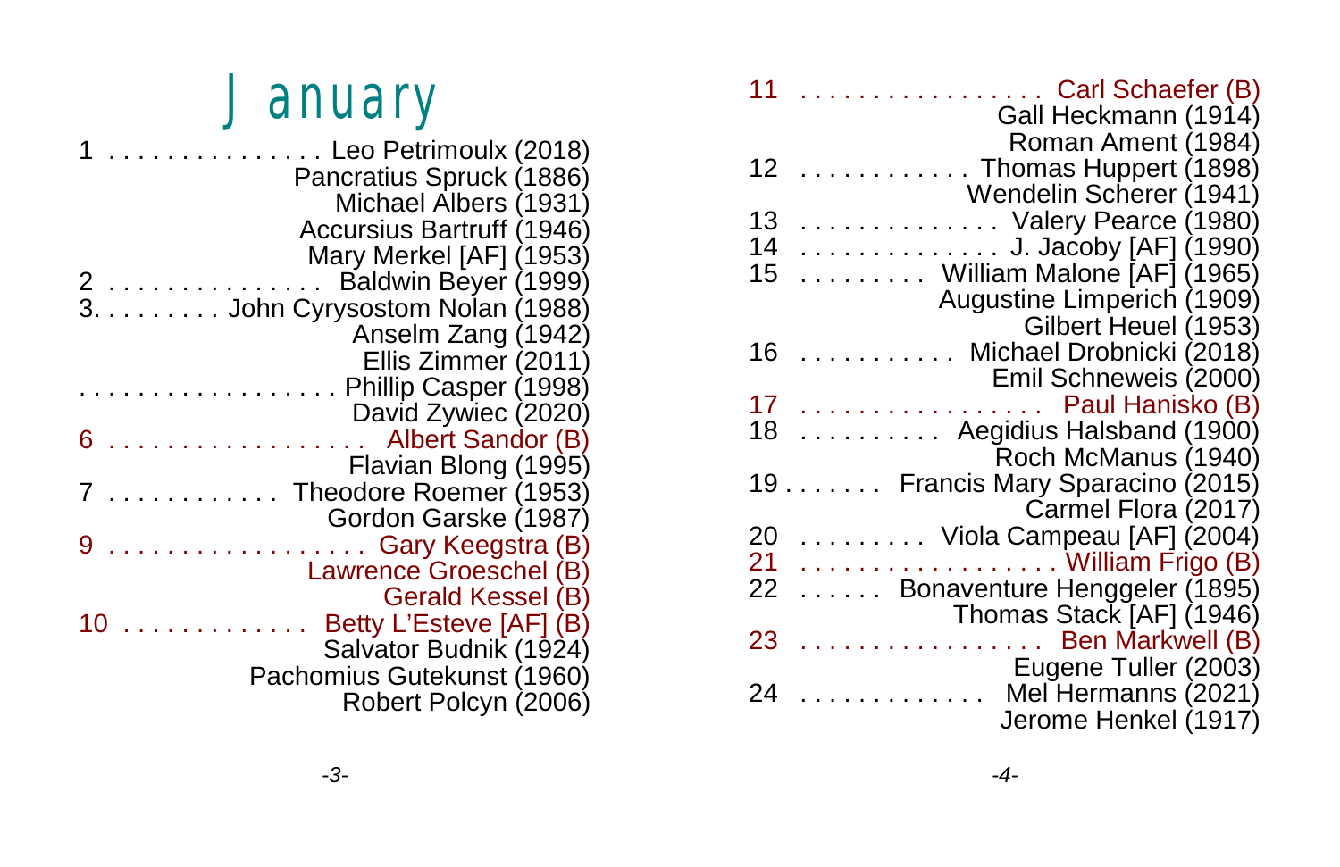# January

1 . . . . . . . . . . . . . . . Leo Petrimoulx (2018)
Pancratius Spruck (1886)
Michael Albers (1931)
Accursius Bartruff (1946)
Mary Merkel [AF] (1953)

2 . . . . . . . . . . . . . . . Baldwin Beyer (1999)

3. . . . . . . . . John Cyrysostom Nolan (1988)
Anselm Zang (1942)
Ellis Zimmer (2011)

. . . . . . . . . . . . . . . . . . Phillip Casper (1998)
David Zywiec (2020)

6 . . . . . . . . . . . . . . . . . . Albert Sandor (B)
Flavian Blong (1995)

7 . . . . . . . . . . . . Theodore Roemer (1953)
Gordon Garske (1987)

9 . . . . . . . . . . . . . . . . . . Gary Keegstra (B)
Lawrence Groeschel (B)
Gerald Kessel (B)

10 . . . . . . . . . . . . . Betty L'Esteve [AF] (B)
Salvator Budnik (1924)
Pachomius Gutekunst (1960)
Robert Polcyn (2006)

11 . . . . . . . . . . . . . . . . . Carl Schaefer (B)
Gall Heckmann (1914)
Roman Ament (1984)

12 . . . . . . . . . . . . Thomas Huppert (1898)
Wendelin Scherer (1941)

13 . . . . . . . . . . . . . . Valery Pearce (1980)

14 . . . . . . . . . . . . . . J. Jacoby [AF] (1990)

15 . . . . . . . . . William Malone [AF] (1965)
Augustine Limperich (1909)
Gilbert Heuel (1953)

16 . . . . . . . . . . . Michael Drobnicki (2018)
Emil Schneweis (2000)

17 . . . . . . . . . . . . . . . . . Paul Hanisko (B)

18 . . . . . . . . . . Aegidius Halsband (1900)
Roch McManus (1940)

19 . . . . . . . Francis Mary Sparacino (2015)
Carmel Flora (2017)

20 . . . . . . . . . Viola Campeau [AF] (2004)

21 . . . . . . . . . . . . . . . . . . William Frigo (B)

22 . . . . . . Bonaventure Henggeler (1895)
Thomas Stack [AF] (1946)

23 . . . . . . . . . . . . . . . . . Ben Markwell (B)
Eugene Tuller (2003)

24 . . . . . . . . . . . . . Mel Hermanns (2021)
Jerome Henkel (1917)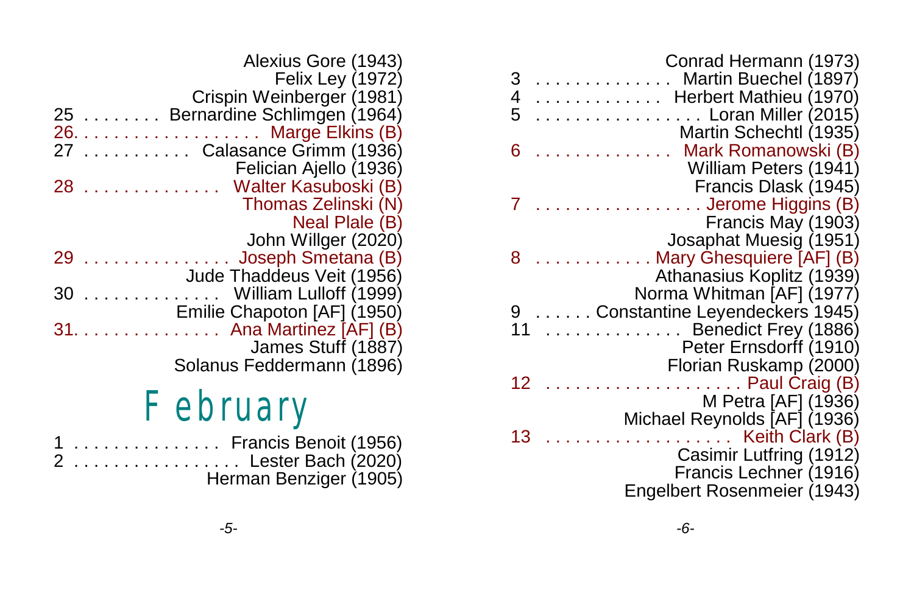Alexius Gore (1943)
Felix Ley (1972)
Crispin Weinberger (1981)

25 . . . . . . . . Bernardine Schlimgen (1964)

26. . . . . . . . . . . . . . . . . . . Marge Elkins (B)

27 . . . . . . . . . . . Calasance Grimm (1936)
Felician Ajello (1936)

28 . . . . . . . . . . . . . . Walter Kasuboski (B)
Thomas Zelinski (N)
Neal Plale (B)
John Willger (2020)

29 . . . . . . . . . . . . . . . Joseph Smetana (B)
Jude Thaddeus Veit (1956)

30 . . . . . . . . . . . . . . William Lulloff (1999)
Emilie Chapoton [AF] (1950)

31. . . . . . . . . . . . . . . Ana Martinez [AF] (B)
James Stuff (1887)
Solanus Feddermann (1896)

# February

1 . . . . . . . . . . . . . . . Francis Benoit (1956)

2 . . . . . . . . . . . . . . . . . Lester Bach (2020)
Herman Benziger (1905)
Conrad Hermann (1973)

3 . . . . . . . . . . . . . . Martin Buechel (1897)

4 . . . . . . . . . . . . . Herbert Mathieu (1970)

5 . . . . . . . . . . . . . . . . . . Loran Miller (2015)
Martin Schechtl (1935)

6 . . . . . . . . . . . . . . Mark Romanowski (B)
William Peters (1941)
Francis Dlask (1945)

7 . . . . . . . . . . . . . . . . . Jerome Higgins (B)
Francis May (1903)
Josaphat Muesig (1951)

8 . . . . . . . . . . . . Mary Ghesquiere [AF] (B)
Athanasius Koplitz (1939)
Norma Whitman [AF] (1977)

9 . . . . . . Constantine Leyendeckers 1945)

11 . . . . . . . . . . . . . . Benedict Frey (1886)
Peter Ernsdorff (1910)
Florian Ruskamp (2000)

12 . . . . . . . . . . . . . . . . . . . . Paul Craig (B)
M Petra [AF] (1936)
Michael Reynolds [AF] (1936)

13 . . . . . . . . . . . . . . . . . . . Keith Clark (B)
Casimir Lutfring (1912)
Francis Lechner (1916)
Engelbert Rosenmeier (1943)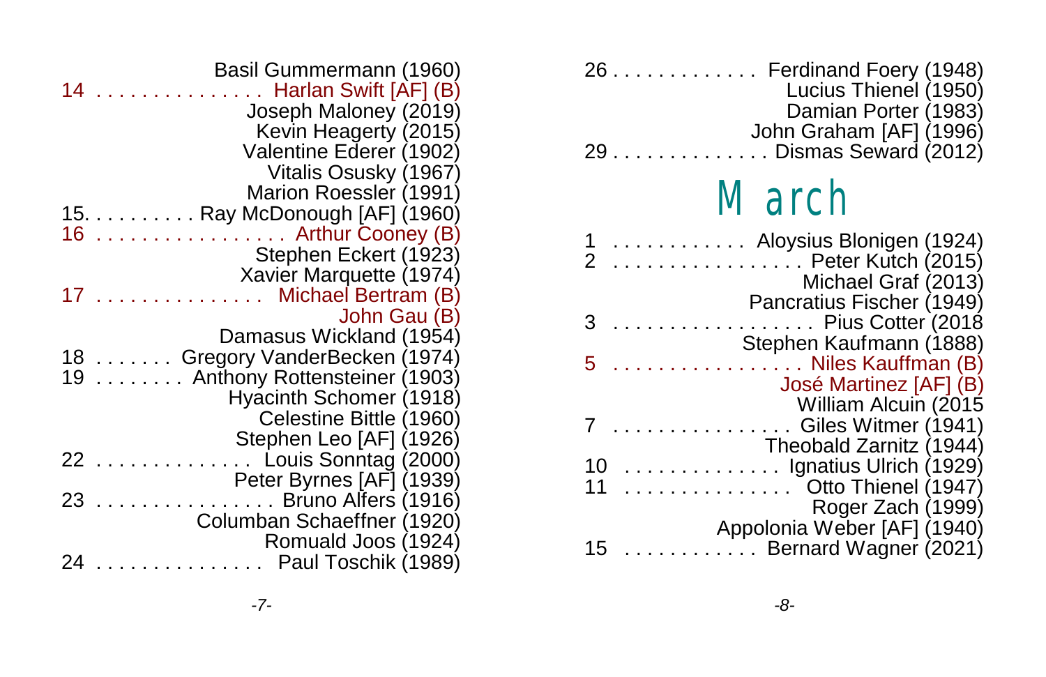Basil Gummermann (1960)
14 . . . . . . . . . . . . . . . Harlan Swift [AF] (B)
Joseph Maloney (2019)
Kevin Heagerty (2015)
Valentine Ederer (1902)
Vitalis Osusky (1967)
Marion Roessler (1991)
15. . . . . . . . . . Ray McDonough [AF] (1960)
16 . . . . . . . . . . . . . . . . . Arthur Cooney (B)
Stephen Eckert (1923)
Xavier Marquette (1974)
17 . . . . . . . . . . . . . . . Michael Bertram (B)
John Gau (B)
Damasus Wickland (1954)
18 . . . . . . . Gregory VanderBecken (1974)
19 . . . . . . . . Anthony Rottensteiner (1903)
Hyacinth Schomer (1918)
Celestine Bittle (1960)
Stephen Leo [AF] (1926)
22 . . . . . . . . . . . . . . Louis Sonntag (2000)
Peter Byrnes [AF] (1939)
23 . . . . . . . . . . . . . . . . Bruno Alfers (1916)
Columban Schaeffner (1920)
Romuald Joos (1924)
24 . . . . . . . . . . . . . . . Paul Toschik (1989)

26 . . . . . . . . . . . . . Ferdinand Foery (1948)
Lucius Thienel (1950)
Damian Porter (1983)
John Graham [AF] (1996)
29 . . . . . . . . . . . . . . Dismas Seward (2012)

# March

1 . . . . . . . . . . . . Aloysius Blonigen (1924)
2 . . . . . . . . . . . . . . . . . Peter Kutch (2015)
Michael Graf (2013)
Pancratius Fischer (1949)
3 . . . . . . . . . . . . . . . . . . Pius Cotter (2018
Stephen Kaufmann (1888)
5 . . . . . . . . . . . . . . . . . . Niles Kauffman (B)
José Martinez [AF] (B)
William Alcuin (2015
7 . . . . . . . . . . . . . . . . Giles Witmer (1941)
Theobald Zarnitz (1944)
10 . . . . . . . . . . . . . . Ignatius Ulrich (1929)
11 . . . . . . . . . . . . . . . Otto Thienel (1947)
Roger Zach (1999)
Appolonia Weber [AF] (1940)
15 . . . . . . . . . . . . Bernard Wagner (2021)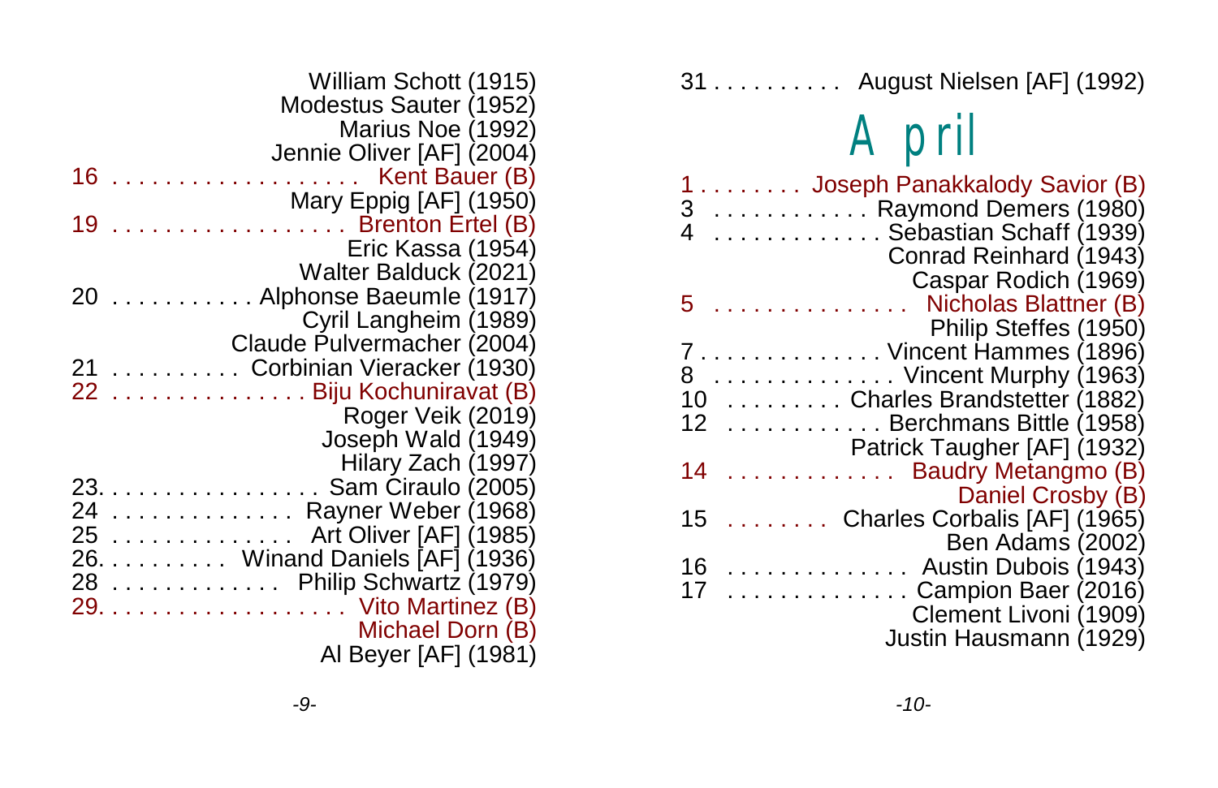William Schott (1915)
Modestus Sauter (1952)
Marius Noe (1992)
Jennie Oliver [AF] (2004)

16 . . . . . . . . . . . . . . . . . . . Kent Bauer (B)
Mary Eppig [AF] (1950)

19 . . . . . . . . . . . . . . . . . . Brenton Ertel (B)
Eric Kassa (1954)
Walter Balduck (2021)

20 . . . . . . . . . . . Alphonse Baeumle (1917)
Cyril Langheim (1989)
Claude Pulvermacher (2004)

21 . . . . . . . . . . Corbinian Vieracker (1930)

22 . . . . . . . . . . . . . . . . Biju Kochuniravat (B)
Roger Veik (2019)
Joseph Wald (1949)
Hilary Zach (1997)

23. . . . . . . . . . . . . . . . . Sam Ciraulo (2005)

24 . . . . . . . . . . . . . . Rayner Weber (1968)

25 . . . . . . . . . . . . . . Art Oliver [AF] (1985)

26. . . . . . . . . . Winand Daniels [AF] (1936)

28 . . . . . . . . . . . . . Philip Schwartz (1979)

29. . . . . . . . . . . . . . . . . . . Vito Martinez (B)
Michael Dorn (B)
Al Beyer [AF] (1981)

31 . . . . . . . . . . August Nielsen [AF] (1992)

# April

1 . . . . . . . . Joseph Panakkalody Savior (B)

3 . . . . . . . . . . . . Raymond Demers (1980)

4 . . . . . . . . . . . . . Sebastian Schaff (1939)
Conrad Reinhard (1943)
Caspar Rodich (1969)

5 . . . . . . . . . . . . . . . Nicholas Blattner (B)
Philip Steffes (1950)

7 . . . . . . . . . . . . . . Vincent Hammes (1896)

8 . . . . . . . . . . . . . . Vincent Murphy (1963)

10 . . . . . . . . . Charles Brandstetter (1882)

12 . . . . . . . . . . . . Berchmans Bittle (1958)
Patrick Taugher [AF] (1932)

14 . . . . . . . . . . . . . Baudry Metangmo (B)
Daniel Crosby (B)

15 . . . . . . . . Charles Corbalis [AF] (1965)
Ben Adams (2002)

16 . . . . . . . . . . . . . . Austin Dubois (1943)

17 . . . . . . . . . . . . . . Campion Baer (2016)
Clement Livoni (1909)
Justin Hausmann (1929)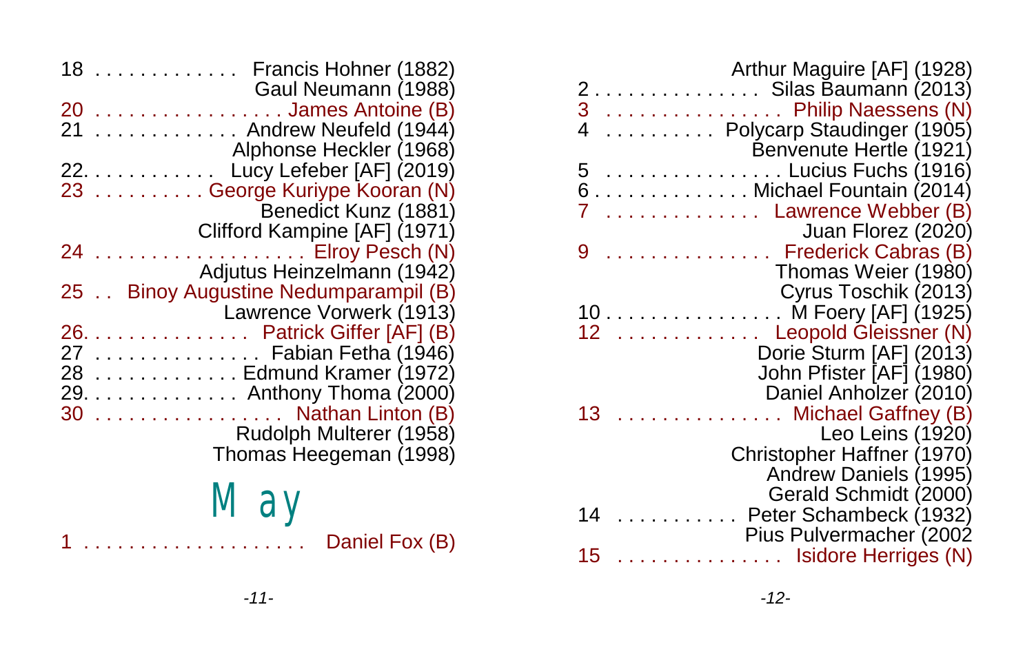18 . . . . . . . . . . . . . Francis Hohner (1882)
Gaul Neumann (1988)
20 . . . . . . . . . . . . . . . . . James Antoine (B)
21 . . . . . . . . . . . . . Andrew Neufeld (1944)
Alphonse Heckler (1968)
22. . . . . . . . . . . . Lucy Lefeber [AF] (2019)
23 . . . . . . . . . . George Kuriype Kooran (N)
Benedict Kunz (1881)
Clifford Kampine [AF] (1971)
24 . . . . . . . . . . . . . . . . . . Elroy Pesch (N)
Adjutus Heinzelmann (1942)
25 . . Binoy Augustine Nedumparampil (B)
Lawrence Vorwerk (1913)
26. . . . . . . . . . . . . . . Patrick Giffer [AF] (B)
27 . . . . . . . . . . . . . . . Fabian Fetha (1946)
28 . . . . . . . . . . . . . Edmund Kramer (1972)
29. . . . . . . . . . . . . . Anthony Thoma (2000)
30 . . . . . . . . . . . . . . . . . Nathan Linton (B)
Rudolph Multerer (1958)
Thomas Heegeman (1998)

# May

1 . . . . . . . . . . . . . . . . . . . . Daniel Fox (B)
Arthur Maguire [AF] (1928)
2 . . . . . . . . . . . . . . . Silas Baumann (2013)
3 . . . . . . . . . . . . . . . . Philip Naessens (N)
4 . . . . . . . . . . Polycarp Staudinger (1905)
Benvenute Hertle (1921)
5 . . . . . . . . . . . . . . . . Lucius Fuchs (1916)
6 . . . . . . . . . . . . . . Michael Fountain (2014)
7 . . . . . . . . . . . . . . Lawrence Webber (B)
Juan Florez (2020)
9 . . . . . . . . . . . . . . . Frederick Cabras (B)
Thomas Weier (1980)
Cyrus Toschik (2013)
10 . . . . . . . . . . . . . . . . M Foery [AF] (1925)
12 . . . . . . . . . . . . . Leopold Gleissner (N)
Dorie Sturm [AF] (2013)
John Pfister [AF] (1980)
Daniel Anholzer (2010)
13 . . . . . . . . . . . . . . . Michael Gaffney (B)
Leo Leins (1920)
Christopher Haffner (1970)
Andrew Daniels (1995)
Gerald Schmidt (2000)
14 . . . . . . . . . . . Peter Schambeck (1932)
Pius Pulvermacher (2002
15 . . . . . . . . . . . . . . . Isidore Herriges (N)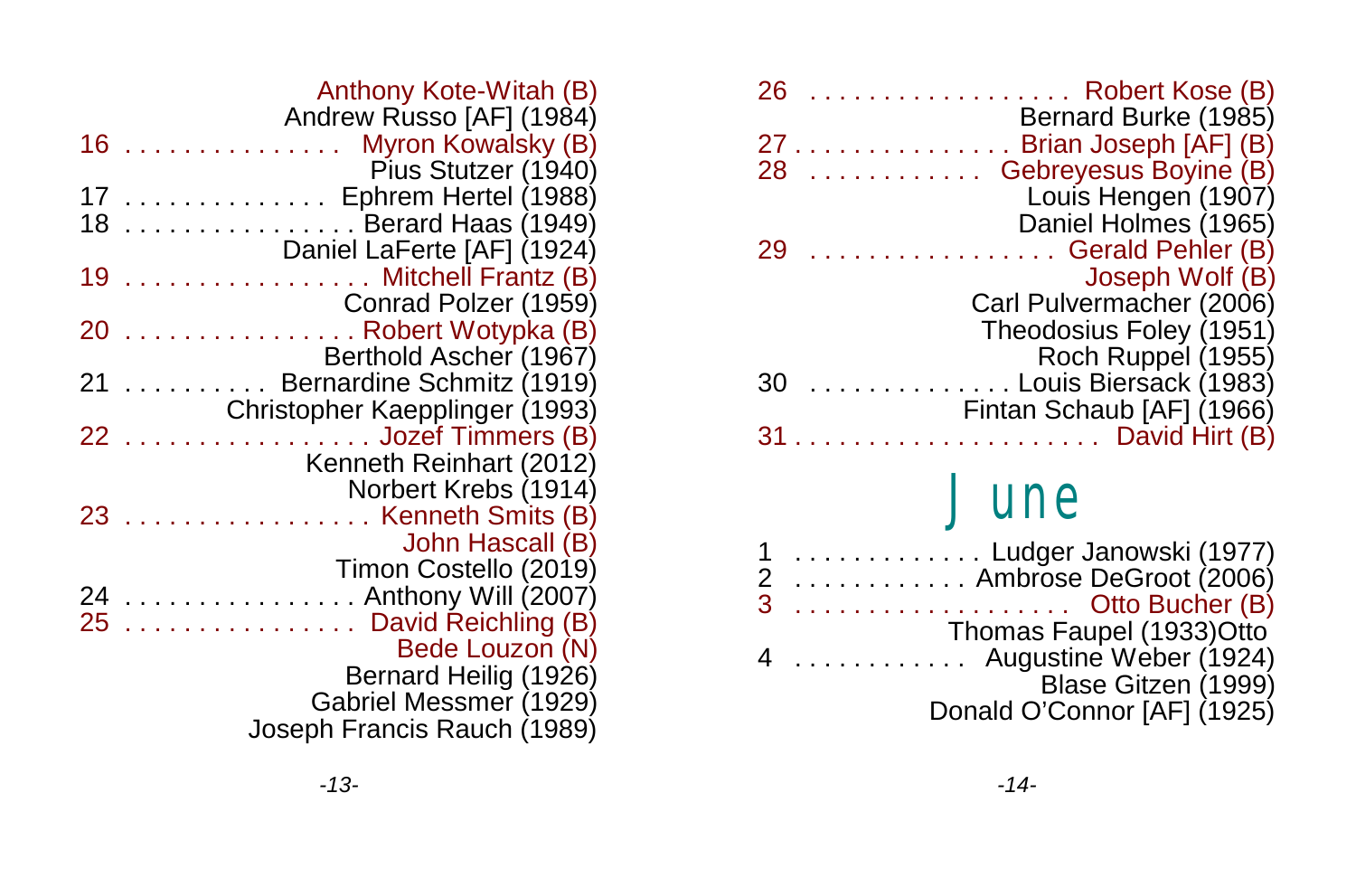Anthony Kote-Witah (B)
Andrew Russo [AF] (1984)

16 . . . . . . . . . . . . . . . Myron Kowalsky (B)
Pius Stutzer (1940)

17 . . . . . . . . . . . . . . Ephrem Hertel (1988)

18 . . . . . . . . . . . . . . . . Berard Haas (1949)
Daniel LaFerte [AF] (1924)

19 . . . . . . . . . . . . . . . . . Mitchell Frantz (B)
Conrad Polzer (1959)

20 . . . . . . . . . . . . . . . . Robert Wotypka (B)
Berthold Ascher (1967)

21 . . . . . . . . . . Bernardine Schmitz (1919)
Christopher Kaepplinger (1993)

22 . . . . . . . . . . . . . . . . . Jozef Timmers (B)
Kenneth Reinhart (2012)
Norbert Krebs (1914)

23 . . . . . . . . . . . . . . . . . Kenneth Smits (B)
John Hascall (B)
Timon Costello (2019)

24 . . . . . . . . . . . . . . . . Anthony Will (2007)

25 . . . . . . . . . . . . . . . . David Reichling (B)
Bede Louzon (N)
Bernard Heilig (1926)
Gabriel Messmer (1929)
Joseph Francis Rauch (1989)

26 . . . . . . . . . . . . . . . . . . Robert Kose (B)
Bernard Burke (1985)

27 . . . . . . . . . . . . . . . . Brian Joseph [AF] (B)

28 . . . . . . . . . . . . Gebreyesus Boyine (B)
Louis Hengen (1907)
Daniel Holmes (1965)

29 . . . . . . . . . . . . . . . . . Gerald Pehler (B)
Joseph Wolf (B)
Carl Pulvermacher (2006)
Theodosius Foley (1951)
Roch Ruppel (1955)

30 . . . . . . . . . . . . . . Louis Biersack (1983)
Fintan Schaub [AF] (1966)

31 . . . . . . . . . . . . . . . . . . . . . David Hirt (B)

# June

1 . . . . . . . . . . . . . Ludger Janowski (1977)

2 . . . . . . . . . . . . Ambrose DeGroot (2006)

3 . . . . . . . . . . . . . . . . . . . Otto Bucher (B)
Thomas Faupel (1933)Otto

4 . . . . . . . . . . . Augustine Weber (1924)
Blase Gitzen (1999)
Donald O'Connor [AF] (1925)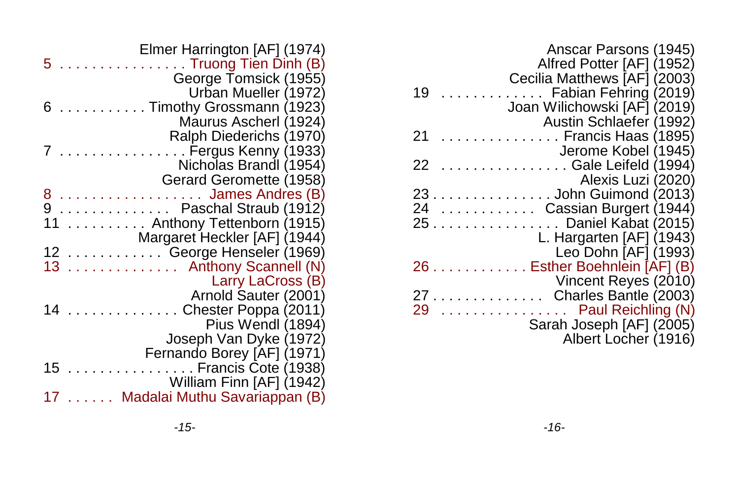Elmer Harrington [AF] (1974)
5 . . . . . . . . . . . . . . . . Truong Tien Dinh (B)
George Tomsick (1955)
Urban Mueller (1972)
6 . . . . . . . . . . . Timothy Grossmann (1923)
Maurus Ascherl (1924)
Ralph Diederichs (1970)
7 . . . . . . . . . . . . . . . . Fergus Kenny (1933)
Nicholas Brandl (1954)
Gerard Geromette (1958)
8 . . . . . . . . . . . . . . . . . . James Andres (B)
9 . . . . . . . . . . . . . . Paschal Straub (1912)
11 . . . . . . . . . . Anthony Tettenborn (1915)
Margaret Heckler [AF] (1944)
12 . . . . . . . . . . . . George Henseler (1969)
13 . . . . . . . . . . . . . . Anthony Scannell (N)
Larry LaCross (B)
Arnold Sauter (2001)
14 . . . . . . . . . . . . . . Chester Poppa (2011)
Pius Wendl (1894)
Joseph Van Dyke (1972)
Fernando Borey [AF] (1971)
15 . . . . . . . . . . . . . . . . Francis Cote (1938)
William Finn [AF] (1942)
17 . . . . . . Madalai Muthu Savariappan (B)

Anscar Parsons (1945)
Alfred Potter [AF] (1952)
Cecilia Matthews [AF] (2003)
19 . . . . . . . . . . . . . Fabian Fehring (2019)
Joan Wilichowski [AF] (2019)
Austin Schlaefer (1992)
21 . . . . . . . . . . . . . . . Francis Haas (1895)
Jerome Kobel (1945)
22 . . . . . . . . . . . . . . . . Gale Leifeld (1994)
Alexis Luzi (2020)
23 . . . . . . . . . . . . . . . John Guimond (2013)
24 . . . . . . . . . . . . Cassian Burgert (1944)
25 . . . . . . . . . . . . . . . . Daniel Kabat (2015)
L. Hargarten [AF] (1943)
Leo Dohn [AF] (1993)
26 . . . . . . . . . . . . Esther Boehnlein [AF] (B)
Vincent Reyes (2010)
27 . . . . . . . . . . . . . . Charles Bantle (2003)
29 . . . . . . . . . . . . . . . . Paul Reichling (N)
Sarah Joseph [AF] (2005)
Albert Locher (1916)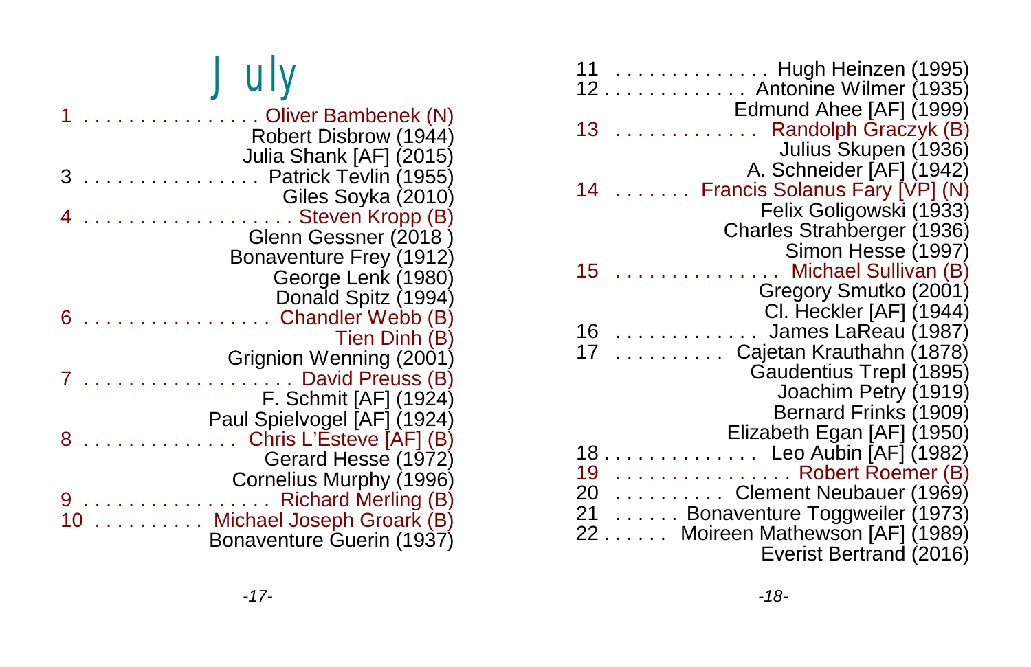# July

1 . . . . . . . . . . . . . . . . Oliver Bambenek (N)
Robert Disbrow (1944)
Julia Shank [AF] (2015)

3 . . . . . . . . . . . . . . . . Patrick Tevlin (1955)
Giles Soyka (2010)

4 . . . . . . . . . . . . . . . . . . . Steven Kropp (B)
Glenn Gessner (2018 )
Bonaventure Frey (1912)
George Lenk (1980)
Donald Spitz (1994)

6 . . . . . . . . . . . . . . . . . Chandler Webb (B)
Tien Dinh (B)
Grignion Wenning (2001)

7 . . . . . . . . . . . . . . . . . . . David Preuss (B)
F. Schmit [AF] (1924)
Paul Spielvogel [AF] (1924)

8 . . . . . . . . . . . . . . Chris L'Esteve [AF] (B)
Gerard Hesse (1972)
Cornelius Murphy (1996)

9 . . . . . . . . . . . . . . . . . Richard Merling (B)

10 . . . . . . . . . . Michael Joseph Groark (B)
Bonaventure Guerin (1937)

11 . . . . . . . . . . . . . . . Hugh Heinzen (1995)

12 . . . . . . . . . . . . . Antonine Wilmer (1935)
Edmund Ahee [AF] (1999)

13 . . . . . . . . . . . . . Randolph Graczyk (B)
Julius Skupen (1936)
A. Schneider [AF] (1942)

14 . . . . . . . Francis Solanus Fary [VP] (N)
Felix Goligowski (1933)
Charles Strahberger (1936)
Simon Hesse (1997)

15 . . . . . . . . . . . . . . . . Michael Sullivan (B)
Gregory Smutko (2001)
Cl. Heckler [AF] (1944)

16 . . . . . . . . . . . . . . James LaReau (1987)

17 . . . . . . . . . . Cajetan Krauthahn (1878)
Gaudentius Trepl (1895)
Joachim Petry (1919)
Bernard Frinks (1909)
Elizabeth Egan [AF] (1950)

18 . . . . . . . . . . . . . . Leo Aubin [AF] (1982)

19 . . . . . . . . . . . . . . . . . Robert Roemer (B)

20 . . . . . . . . . . Clement Neubauer (1969)

21 . . . . . . Bonaventure Toggweiler (1973)

22 . . . . . . Moireen Mathewson [AF] (1989)
Everist Bertrand (2016)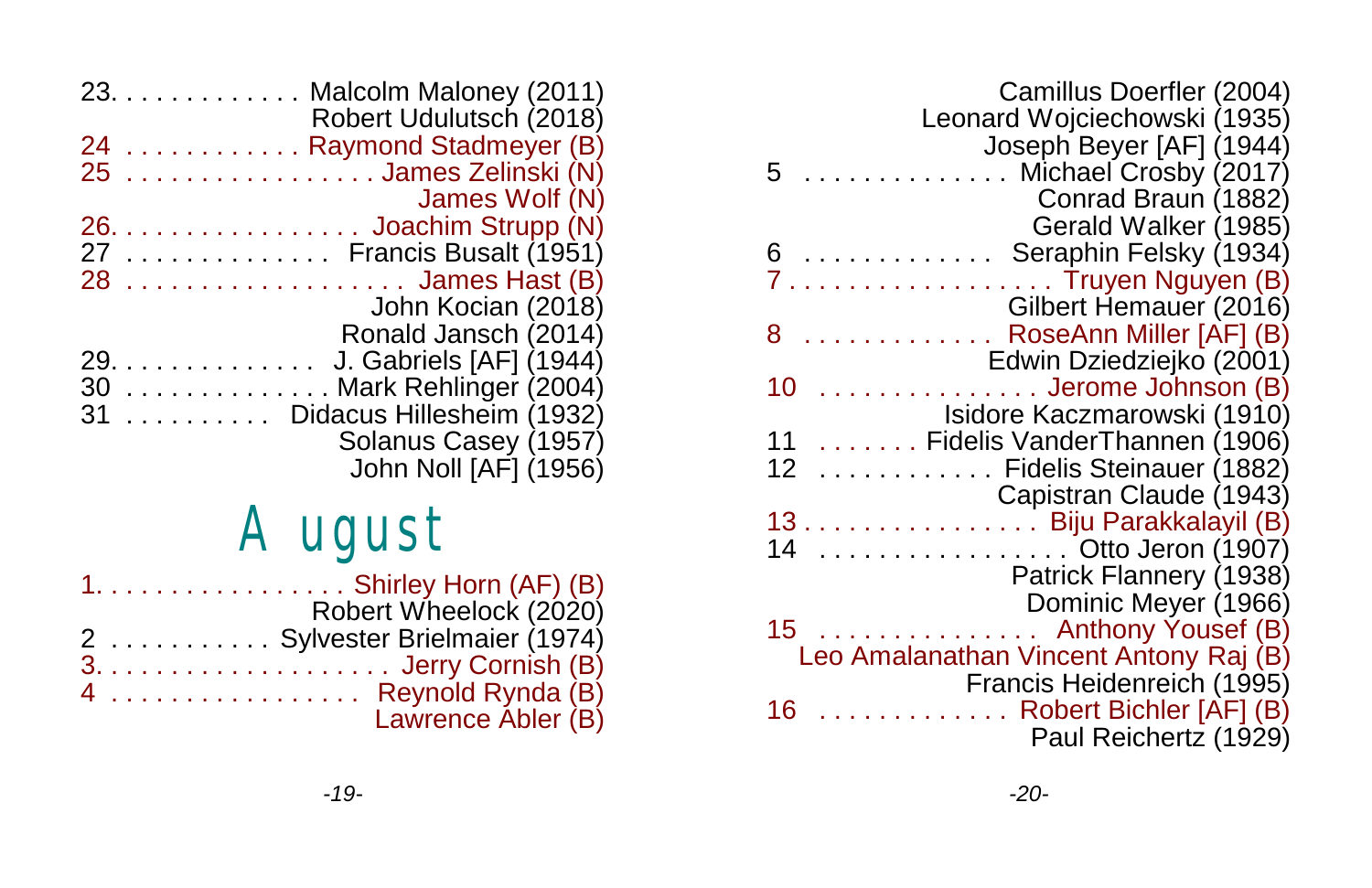23. . . . . . . . . . . . . Malcolm Maloney (2011)
Robert Udulutsch (2018)
24 . . . . . . . . . . . . Raymond Stadmeyer (B)
25 . . . . . . . . . . . . . . . . . James Zelinski (N)
James Wolf (N)
26. . . . . . . . . . . . . . . . . Joachim Strupp (N)
27 . . . . . . . . . . . . . . Francis Busalt (1951)
28 . . . . . . . . . . . . . . . . . . . James Hast (B)
John Kocian (2018)
Ronald Jansch (2014)
29. . . . . . . . . . . . . . J. Gabriels [AF] (1944)
30 . . . . . . . . . . . . . . Mark Rehlinger (2004)
31 . . . . . . . . . . Didacus Hillesheim (1932)
Solanus Casey (1957)
John Noll [AF] (1956)

## August

1. . . . . . . . . . . . . . . . . . Shirley Horn (AF) (B)
Robert Wheelock (2020)
2 . . . . . . . . . . . Sylvester Brielmaier (1974)
3. . . . . . . . . . . . . . . . . . . . Jerry Cornish (B)
4 . . . . . . . . . . . . . . . . . Reynold Rynda (B)
Lawrence Abler (B)

Camillus Doerfler (2004)
Leonard Wojciechowski (1935)
Joseph Beyer [AF] (1944)
5 . . . . . . . . . . . . . . Michael Crosby (2017)
Conrad Braun (1882)
Gerald Walker (1985)
6 . . . . . . . . . . . . . Seraphin Felsky (1934)
7 . . . . . . . . . . . . . . . . . . Truyen Nguyen (B)
Gilbert Hemauer (2016)
8 . . . . . . . . . . . . . RoseAnn Miller [AF] (B)
Edwin Dziedziejko (2001)
10 . . . . . . . . . . . . . . . Jerome Johnson (B)
Isidore Kaczmarowski (1910)
11 . . . . . . . Fidelis VanderThannen (1906)
12 . . . . . . . . . . . . Fidelis Steinauer (1882)
Capistran Claude (1943)
13 . . . . . . . . . . . . . . . . Biju Parakkalayil (B)
14 . . . . . . . . . . . . . . . . . Otto Jeron (1907)
Patrick Flannery (1938)
Dominic Meyer (1966)
15 . . . . . . . . . . . . . . . Anthony Yousef (B)
Leo Amalanathan Vincent Antony Raj (B)
Francis Heidenreich (1995)
16 . . . . . . . . . . . . . Robert Bichler [AF] (B)
Paul Reichertz (1929)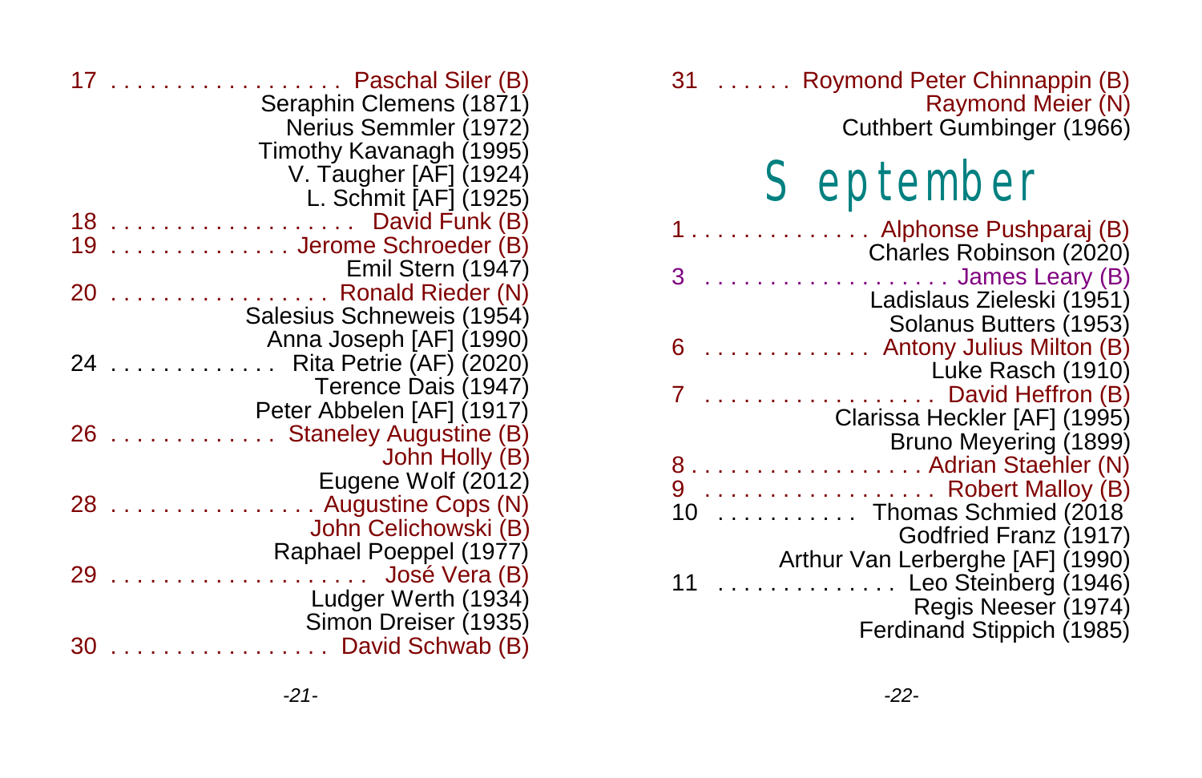17 . . . . . . . . . . . . . . . . . . Paschal Siler (B)
Seraphin Clemens (1871)
Nerius Semmler (1972)
Timothy Kavanagh (1995)
V. Taugher [AF] (1924)
L. Schmit [AF] (1925)

18 . . . . . . . . . . . . . . . . . . . David Funk (B)

19 . . . . . . . . . . . . . . Jerome Schroeder (B)
Emil Stern (1947)

20 . . . . . . . . . . . . . . . . . Ronald Rieder (N)
Salesius Schneweis (1954)
Anna Joseph [AF] (1990)

24 . . . . . . . . . . . . . Rita Petrie (AF) (2020)
Terence Dais (1947)
Peter Abbelen [AF] (1917)

26 . . . . . . . . . . . . . Staneley Augustine (B)
John Holly (B)
Eugene Wolf (2012)

28 . . . . . . . . . . . . . . . . Augustine Cops (N)
John Celichowski (B)
Raphael Poeppel (1977)

29 . . . . . . . . . . . . . . . . . . . . José Vera (B)
Ludger Werth (1934)
Simon Dreiser (1935)

30 . . . . . . . . . . . . . . . . . David Schwab (B)

31 . . . . . . Roymond Peter Chinnappin (B)
Raymond Meier (N)
Cuthbert Gumbinger (1966)

# September

1 . . . . . . . . . . . . . . . Alphonse Pushparaj (B)
Charles Robinson (2020)

3 . . . . . . . . . . . . . . . . . . . James Leary (B)
Ladislaus Zieleski (1951)
Solanus Butters (1953)

6 . . . . . . . . . . . . . Antony Julius Milton (B)
Luke Rasch (1910)

7 . . . . . . . . . . . . . . . . . . David Heffron (B)
Clarissa Heckler [AF] (1995)
Bruno Meyering (1899)

8 . . . . . . . . . . . . . . . . . . . Adrian Staehler (N)

9 . . . . . . . . . . . . . . . . . . Robert Malloy (B)

10 . . . . . . . . . . . Thomas Schmied (2018
Godfried Franz (1917)
Arthur Van Lerberghe [AF] (1990)

11 . . . . . . . . . . . . . . Leo Steinberg (1946)
Regis Neeser (1974)
Ferdinand Stippich (1985)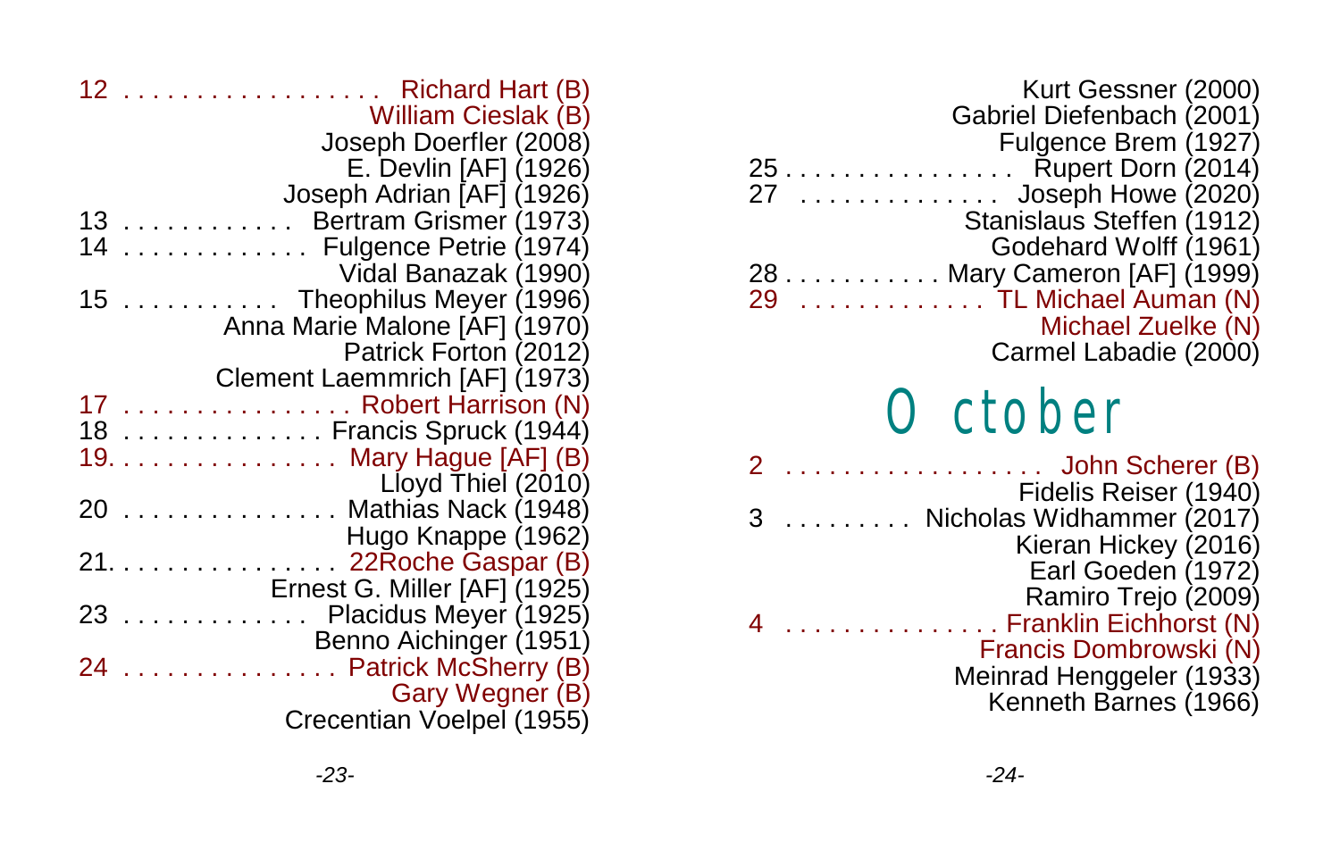12 . . . . . . . . . . . . . . . . . . Richard Hart (B)
William Cieslak (B)
Joseph Doerfler (2008)
E. Devlin [AF] (1926)
Joseph Adrian [AF] (1926)

13 . . . . . . . . . . . . Bertram Grismer (1973)

14 . . . . . . . . . . . . . Fulgence Petrie (1974)
Vidal Banazak (1990)

15 . . . . . . . . . . . Theophilus Meyer (1996)
Anna Marie Malone [AF] (1970)
Patrick Forton (2012)
Clement Laemmrich [AF] (1973)

17 . . . . . . . . . . . . . . . . Robert Harrison (N)

18 . . . . . . . . . . . . . . Francis Spruck (1944)

19. . . . . . . . . . . . . . . . Mary Hague [AF] (B)
Lloyd Thiel (2010)

20 . . . . . . . . . . . . . . . Mathias Nack (1948)
Hugo Knappe (1962)

21. . . . . . . . . . . . . . . . 22Roche Gaspar (B)
Ernest G. Miller [AF] (1925)

23 . . . . . . . . . . . . . Placidus Meyer (1925)
Benno Aichinger (1951)

24 . . . . . . . . . . . . . . . Patrick McSherry (B)
Gary Wegner (B)
Crecentian Voelpel (1955)
Kurt Gessner (2000)
Gabriel Diefenbach (2001)
Fulgence Brem (1927)

25 . . . . . . . . . . . . . . . . Rupert Dorn (2014)

27 . . . . . . . . . . . . . . Joseph Howe (2020)
Stanislaus Steffen (1912)
Godehard Wolff (1961)

28 . . . . . . . . . . . Mary Cameron [AF] (1999)

29 . . . . . . . . . . . . . TL Michael Auman (N)
Michael Zuelke (N)
Carmel Labadie (2000)

# October

2 . . . . . . . . . . . . . . . . . . John Scherer (B)
Fidelis Reiser (1940)

3 . . . . . . . . . Nicholas Widhammer (2017)
Kieran Hickey (2016)
Earl Goeden (1972)
Ramiro Trejo (2009)

4 . . . . . . . . . . . . . . . Franklin Eichhorst (N)
Francis Dombrowski (N)
Meinrad Henggeler (1933)
Kenneth Barnes (1966)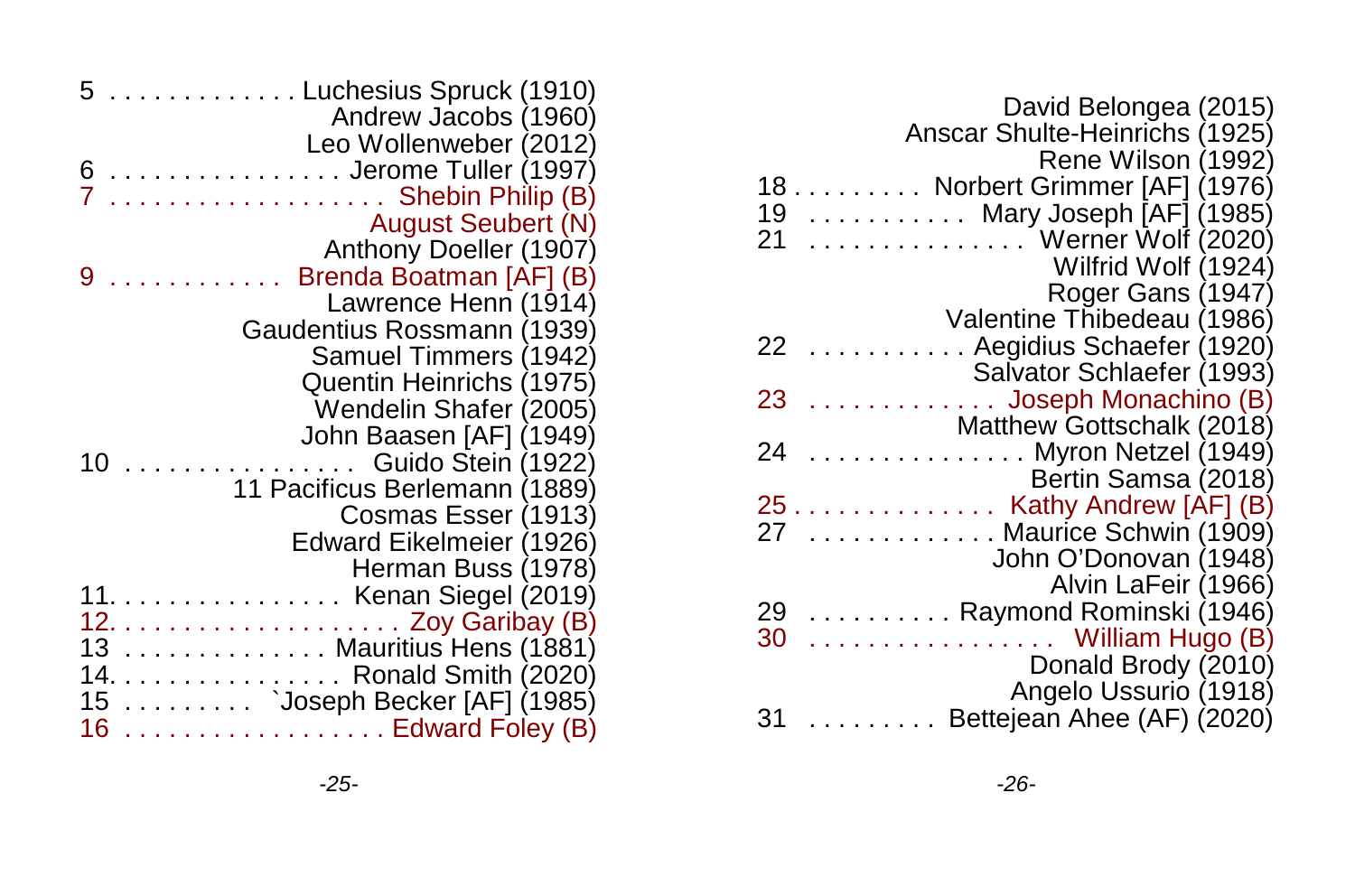5 . . . . . . . . . . . . . Luchesius Spruck (1910)
Andrew Jacobs (1960)
Leo Wollenweber (2012)
6 . . . . . . . . . . . . . . . . . Jerome Tuller (1997)
7 . . . . . . . . . . . . . . . . . . . Shebin Philip (B)
August Seubert (N)
Anthony Doeller (1907)
9 . . . . . . . . . . . . Brenda Boatman [AF] (B)
Lawrence Henn (1914)
Gaudentius Rossmann (1939)
Samuel Timmers (1942)
Quentin Heinrichs (1975)
Wendelin Shafer (2005)
John Baasen [AF] (1949)
10 . . . . . . . . . . . . . . . . Guido Stein (1922)
11 Pacificus Berlemann (1889)
Cosmas Esser (1913)
Edward Eikelmeier (1926)
Herman Buss (1978)
11. . . . . . . . . . . . . . . . . Kenan Siegel (2019)
12. . . . . . . . . . . . . . . . . . . . . Zoy Garibay (B)
13 . . . . . . . . . . . . . . Mauritius Hens (1881)
14. . . . . . . . . . . . . . . . Ronald Smith (2020)
15 . . . . . . . . . `Joseph Becker [AF] (1985)
16 . . . . . . . . . . . . . . . . . . Edward Foley (B)

David Belongea (2015)
Anscar Shulte-Heinrichs (1925)
Rene Wilson (1992)
18 . . . . . . . . . Norbert Grimmer [AF] (1976)
19 . . . . . . . . . . . Mary Joseph [AF] (1985)
21 . . . . . . . . . . . . . . . Werner Wolf (2020)
Wilfrid Wolf (1924)
Roger Gans (1947)
Valentine Thibedeau (1986)
22 . . . . . . . . . . . Aegidius Schaefer (1920)
Salvator Schlaefer (1993)
23 . . . . . . . . . . . . . Joseph Monachino (B)
Matthew Gottschalk (2018)
24 . . . . . . . . . . . . . . . Myron Netzel (1949)
Bertin Samsa (2018)
25 . . . . . . . . . . . . . . Kathy Andrew [AF] (B)
27 . . . . . . . . . . . . . Maurice Schwin (1909)
John O'Donovan (1948)
Alvin LaFeir (1966)
29 . . . . . . . . . . Raymond Rominski (1946)
30 . . . . . . . . . . . . . . . . . William Hugo (B)
Donald Brody (2010)
Angelo Ussurio (1918)
31 . . . . . . . . . Bettejean Ahee (AF) (2020)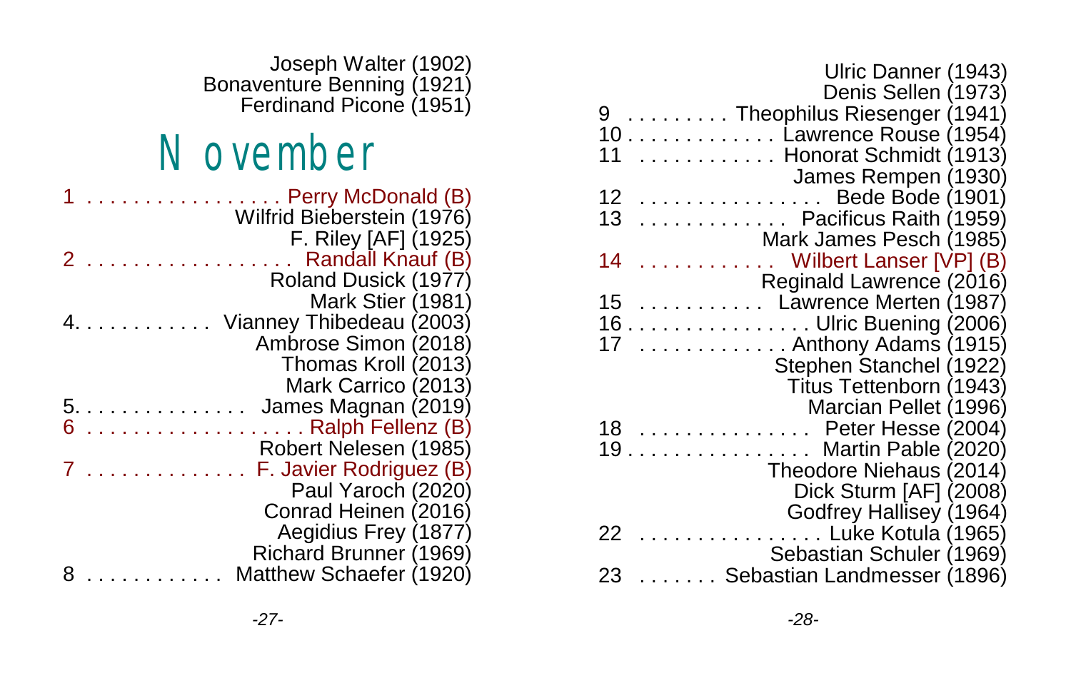Joseph Walter (1902)
Bonaventure Benning (1921)
Ferdinand Picone (1951)

# November

1 . . . . . . . . . . . . . . . . . Perry McDonald (B)
Wilfrid Bieberstein (1976)
F. Riley [AF] (1925)
2 . . . . . . . . . . . . . . . . . Randall Knauf (B)
Roland Dusick (1977)
Mark Stier (1981)
4. . . . . . . . . . . . Vianney Thibedeau (2003)
Ambrose Simon (2018)
Thomas Kroll (2013)
Mark Carrico (2013)
5. . . . . . . . . . . . . . . James Magnan (2019)
6 . . . . . . . . . . . . . . . . . . Ralph Fellenz (B)
Robert Nelesen (1985)
7 . . . . . . . . . . . . . . F. Javier Rodriguez (B)
Paul Yaroch (2020)
Conrad Heinen (2016)
Aegidius Frey (1877)
Richard Brunner (1969)
8 . . . . . . . . . . . . Matthew Schaefer (1920)

Ulric Danner (1943)
Denis Sellen (1973)
9 . . . . . . . . . Theophilus Riesenger (1941)
10 . . . . . . . . . . . . . Lawrence Rouse (1954)
11 . . . . . . . . . . . . Honorat Schmidt (1913)
James Rempen (1930)
12 . . . . . . . . . . . . . . . . Bede Bode (1901)
13 . . . . . . . . . . . . . Pacificus Raith (1959)
Mark James Pesch (1985)
14 . . . . . . . . . . . . Wilbert Lanser [VP] (B)
Reginald Lawrence (2016)
15 . . . . . . . . . . . Lawrence Merten (1987)
16 . . . . . . . . . . . . . . . . Ulric Buening (2006)
17 . . . . . . . . . . . . . Anthony Adams (1915)
Stephen Stanchel (1922)
Titus Tettenborn (1943)
Marcian Pellet (1996)
18 . . . . . . . . . . . . . . . Peter Hesse (2004)
19 . . . . . . . . . . . . . . . . Martin Pable (2020)
Theodore Niehaus (2014)
Dick Sturm [AF] (2008)
Godfrey Hallisey (1964)
22 . . . . . . . . . . . . . . . . Luke Kotula (1965)
Sebastian Schuler (1969)
23 . . . . . . . Sebastian Landmesser (1896)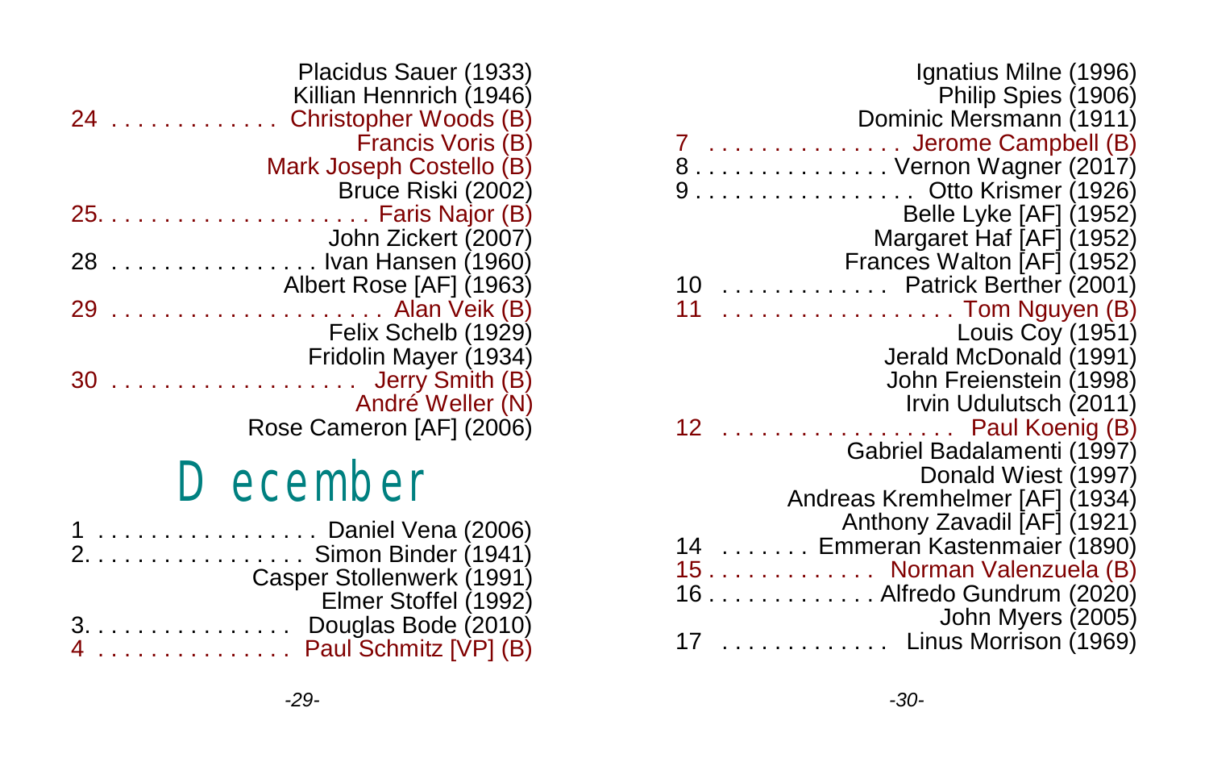Placidus Sauer (1933)
Killian Hennrich (1946)

24 . . . . . . . . . . . . . Christopher Woods (B)
Francis Voris (B)
Mark Joseph Costello (B)
Bruce Riski (2002)

25. . . . . . . . . . . . . . . . . . . . Faris Najor (B)
John Zickert (2007)

28 . . . . . . . . . . . . . . . . Ivan Hansen (1960)
Albert Rose [AF] (1963)

29 . . . . . . . . . . . . . . . . . . . . . Alan Veik (B)
Felix Schelb (1929)
Fridolin Mayer (1934)

30 . . . . . . . . . . . . . . . . . . . Jerry Smith (B)
André Weller (N)
Rose Cameron [AF] (2006)

# December

1 . . . . . . . . . . . . . . . . . Daniel Vena (2006)

2. . . . . . . . . . . . . . . . . Simon Binder (1941)
Casper Stollenwerk (1991)
Elmer Stoffel (1992)

3. . . . . . . . . . . . . . . . Douglas Bode (2010)

4 . . . . . . . . . . . . . . . Paul Schmitz [VP] (B)
Ignatius Milne (1996)
Philip Spies (1906)
Dominic Mersmann (1911)

7 . . . . . . . . . . . . . . . Jerome Campbell (B)

8 . . . . . . . . . . . . . . . Vernon Wagner (2017)

9 . . . . . . . . . . . . . . . . . Otto Krismer (1926)
Belle Lyke [AF] (1952)
Margaret Haf [AF] (1952)
Frances Walton [AF] (1952)

10 . . . . . . . . . . . . . Patrick Berther (2001)

11 . . . . . . . . . . . . . . . . . . Tom Nguyen (B)
Louis Coy (1951)
Jerald McDonald (1991)
John Freienstein (1998)
Irvin Udulutsch (2011)

12 . . . . . . . . . . . . . . . . . Paul Koenig (B)
Gabriel Badalamenti (1997)
Donald Wiest (1997)
Andreas Kremhelmer [AF] (1934)
Anthony Zavadil [AF] (1921)

14 . . . . . . . Emmeran Kastenmaier (1890)

15 . . . . . . . . . . . . . Norman Valenzuela (B)

16 . . . . . . . . . . . . . Alfredo Gundrum (2020)
John Myers (2005)

17 . . . . . . . . . . . . . Linus Morrison (1969)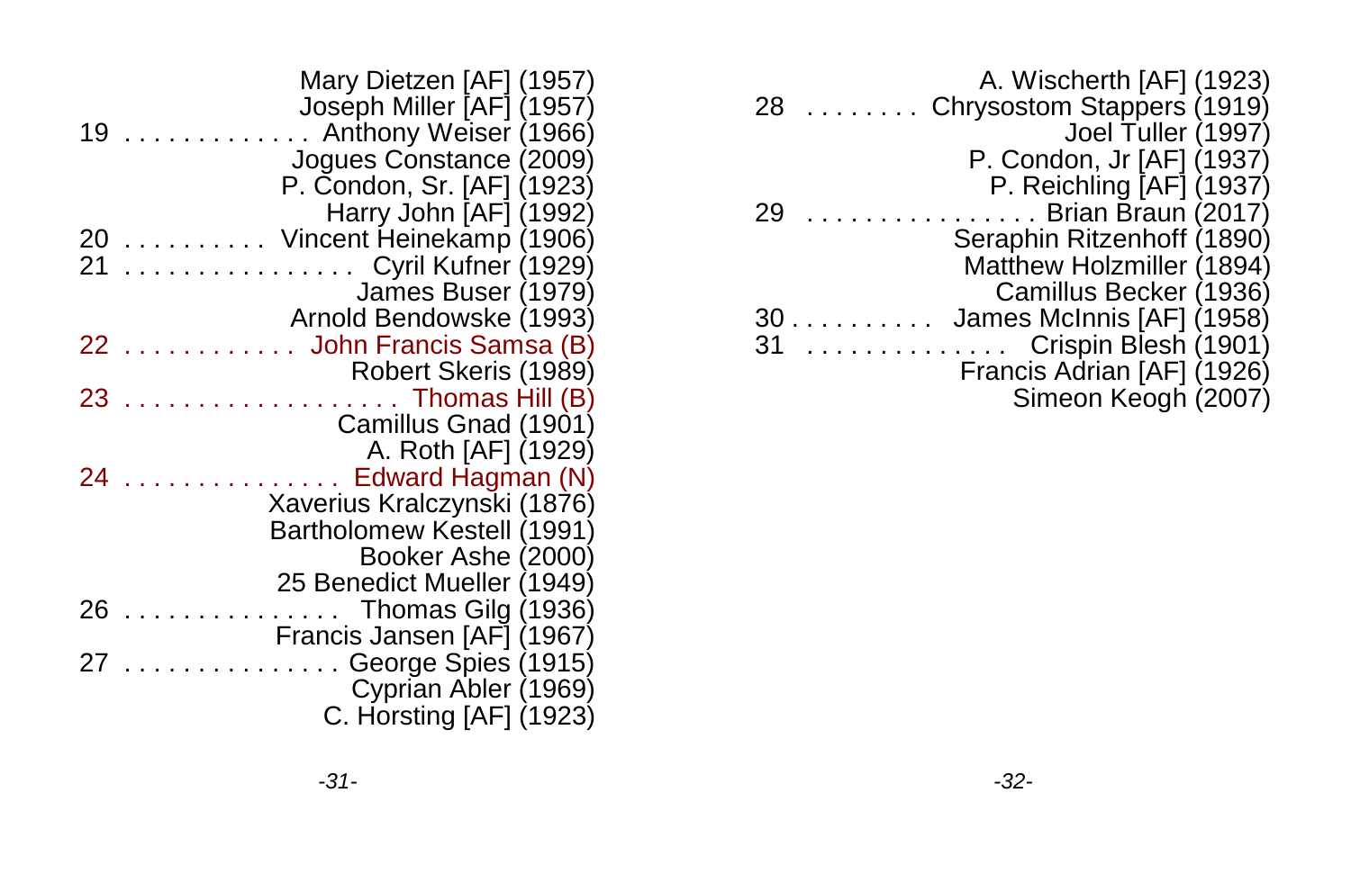Mary Dietzen [AF] (1957)
Joseph Miller [AF] (1957)

19 . . . . . . . . . . . . . Anthony Weiser (1966)
Jogues Constance (2009)
P. Condon, Sr. [AF] (1923)
Harry John [AF] (1992)

20 . . . . . . . . . . Vincent Heinekamp (1906)

21 . . . . . . . . . . . . . . . . Cyril Kufner (1929)
James Buser (1979)
Arnold Bendowske (1993)

22 . . . . . . . . . . . . John Francis Samsa (B)
Robert Skeris (1989)

23 . . . . . . . . . . . . . . . . . . . Thomas Hill (B)
Camillus Gnad (1901)
A. Roth [AF] (1929)

24 . . . . . . . . . . . . . . . Edward Hagman (N)
Xaverius Kralczynski (1876)
Bartholomew Kestell (1991)
Booker Ashe (2000)

25 Benedict Mueller (1949)

26 . . . . . . . . . . . . . . . Thomas Gilg (1936)
Francis Jansen [AF] (1967)

27 . . . . . . . . . . . . . . . George Spies (1915)
Cyprian Abler (1969)
C. Horsting [AF] (1923)
A. Wischerth [AF] (1923)

28 . . . . . . . . Chrysostom Stappers (1919)
Joel Tuller (1997)
P. Condon, Jr [AF] (1937)
P. Reichling [AF] (1937)

29 . . . . . . . . . . . . . . . . Brian Braun (2017)
Seraphin Ritzenhoff (1890)
Matthew Holzmiller (1894)
Camillus Becker (1936)

30 . . . . . . . . . . James McInnis [AF] (1958)

31 . . . . . . . . . . . . . . . Crispin Blesh (1901)
Francis Adrian [AF] (1926)
Simeon Keogh (2007)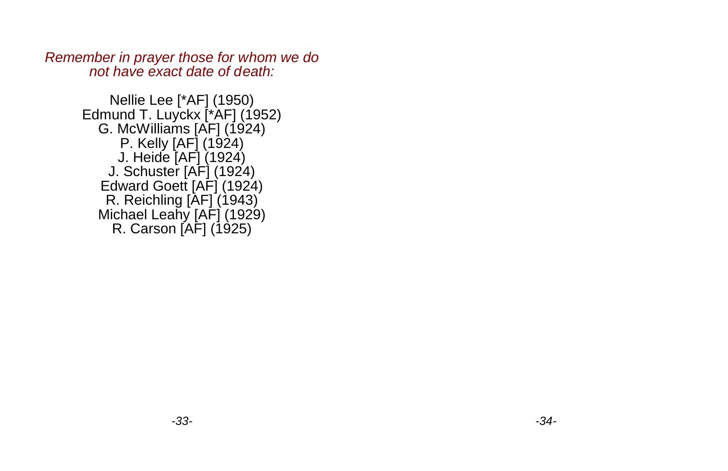*Remember in prayer those for whom we do not have exact date of death:*

Nellie Lee [*AF] (1950)
Edmund T. Luyckx [*AF] (1952)
G. McWilliams [AF] (1924)
P. Kelly [AF] (1924)
J. Heide [AF] (1924)
J. Schuster [AF] (1924)
Edward Goett [AF] (1924)
R. Reichling [AF] (1943)
Michael Leahy [AF] (1929)
R. Carson [AF] (1925)